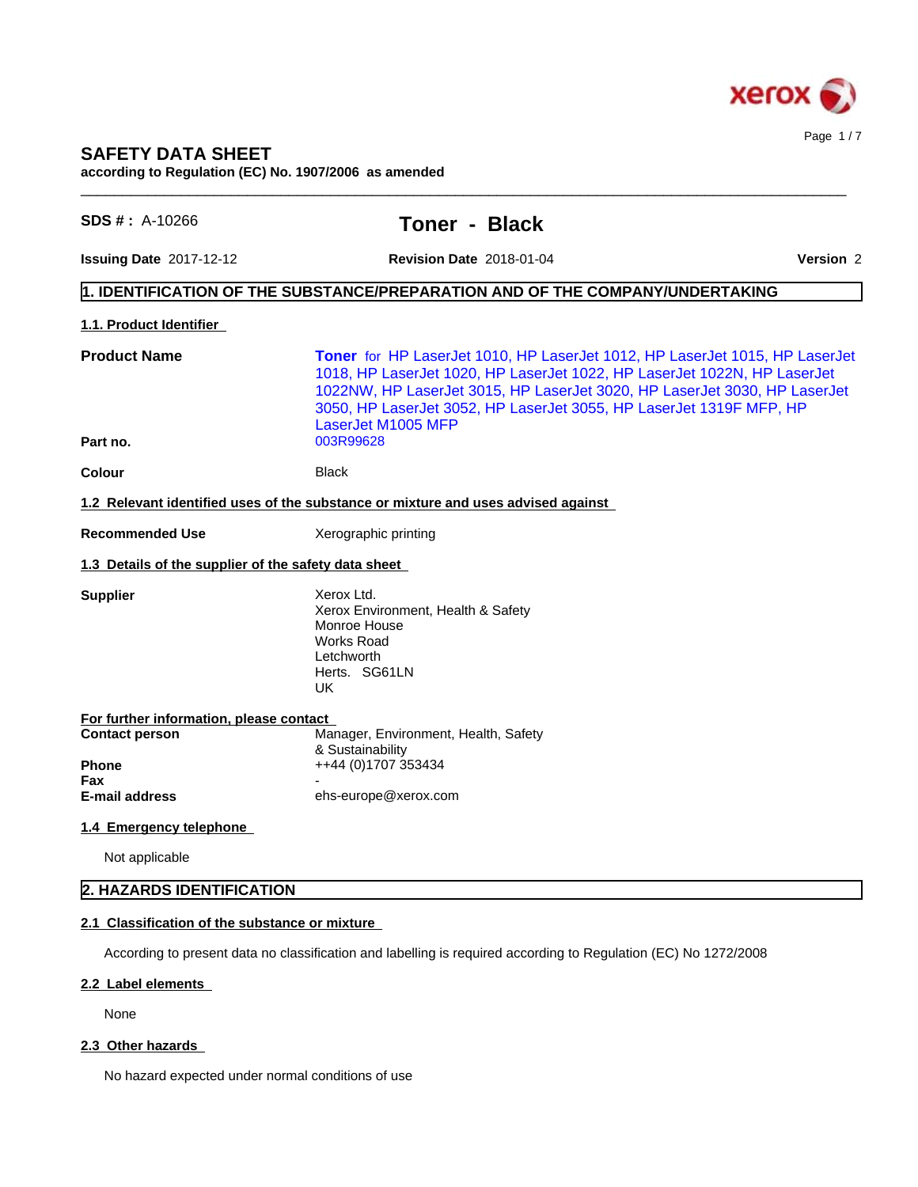# SAFETY DATA SHEET

**according to Regulation (EC) No. 1907/2006 as amended**

**SDS # :** A-10266

# Toner - Black

**Issuing Date** 2017-12-12 **Revision Date** 2018-01-04 **Version** 2

## 1. IDENTIFICATION OF THE SUBSTANCE/PREPARATION AND OF THE COMPANY/UNDERTAKING

### 1.1. Product Identifier

| | |
|---|---|
| **Product Name** | **Toner** for HP LaserJet 1010, HP LaserJet 1012, HP LaserJet 1015, HP LaserJet 1018, HP LaserJet 1020, HP LaserJet 1022, HP LaserJet 1022N, HP LaserJet 1022NW, HP LaserJet 3015, HP LaserJet 3020, HP LaserJet 3030, HP LaserJet 3050, HP LaserJet 3052, HP LaserJet 3055, HP LaserJet 1319F MFP, HP LaserJet M1005 MFP |
| **Part no.** | 003R99628 |
| **Colour** | Black |

### 1.2 Relevant identified uses of the substance or mixture and uses advised against

| | |
|---|---|
| **Recommended Use** | Xerographic printing |

### 1.3 Details of the supplier of the safety data sheet

**Supplier**

Xerox Ltd.
Xerox Environment, Health & Safety
Monroe House
Works Road
Letchworth
Herts. SG61LN
UK

**For further information, please contact**

| | |
|---|---|
| **Contact person** | Manager, Environment, Health, Safety & Sustainability |
| **Phone** | ++44 (0)1707 353434 |
| **Fax** | - |
| **E-mail address** | ehs-europe@xerox.com |

### 1.4 Emergency telephone

Not applicable

## 2. HAZARDS IDENTIFICATION

### 2.1 Classification of the substance or mixture

According to present data no classification and labelling is required according to Regulation (EC) No 1272/2008

### 2.2 Label elements

None

### 2.3 Other hazards

No hazard expected under normal conditions of use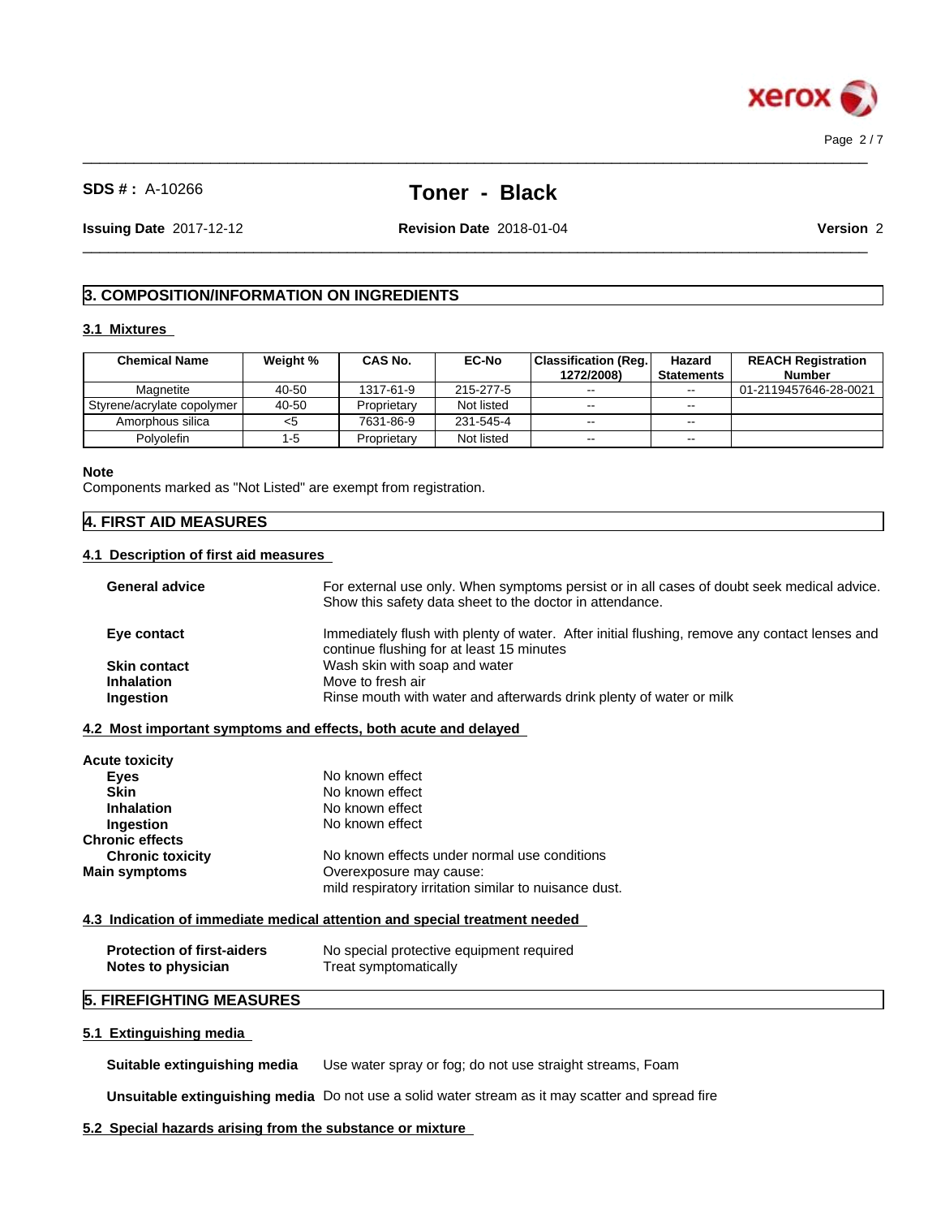## 3. COMPOSITION/INFORMATION ON INGREDIENTS

### 3.1 Mixtures

| Chemical Name | Weight % | CAS No. | EC-No | Classification (Reg. 1272/2008) | Hazard Statements | REACH Registration Number |
|---|---|---|---|---|---|---|
| Magnetite | 40-50 | 1317-61-9 | 215-277-5 | -- | -- | 01-2119457646-28-0021 |
| Styrene/acrylate copolymer | 40-50 | Proprietary | Not listed | -- | -- | |
| Amorphous silica | <5 | 7631-86-9 | 231-545-4 | -- | -- | |
| Polyolefin | 1-5 | Proprietary | Not listed | -- | -- | |

**Note**
Components marked as "Not Listed" are exempt from registration.

## 4. FIRST AID MEASURES

### 4.1 Description of first aid measures

**General advice** For external use only. When symptoms persist or in all cases of doubt seek medical advice. Show this safety data sheet to the doctor in attendance.

**Eye contact** Immediately flush with plenty of water. After initial flushing, remove any contact lenses and continue flushing for at least 15 minutes

**Skin contact** Wash skin with soap and water

**Inhalation** Move to fresh air

**Ingestion** Rinse mouth with water and afterwards drink plenty of water or milk

### 4.2 Most important symptoms and effects, both acute and delayed

**Acute toxicity**

- **Eyes** No known effect
- **Skin** No known effect
- **Inhalation** No known effect
- **Ingestion** No known effect

**Chronic effects**

- **Chronic toxicity** No known effects under normal use conditions

**Main symptoms** Overexposure may cause:
mild respiratory irritation similar to nuisance dust.

### 4.3 Indication of immediate medical attention and special treatment needed

**Protection of first-aiders** No special protective equipment required

**Notes to physician** Treat symptomatically

## 5. FIREFIGHTING MEASURES

### 5.1 Extinguishing media

**Suitable extinguishing media** Use water spray or fog; do not use straight streams, Foam

**Unsuitable extinguishing media** Do not use a solid water stream as it may scatter and spread fire

### 5.2 Special hazards arising from the substance or mixture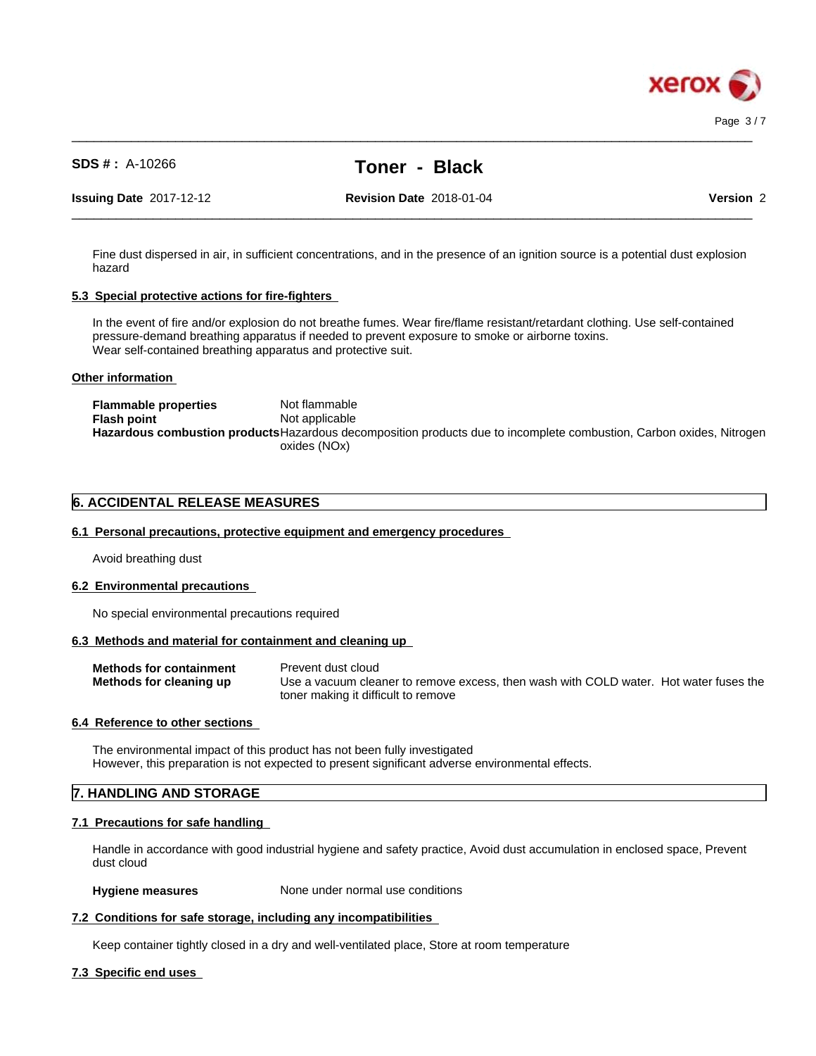Fine dust dispersed in air, in sufficient concentrations, and in the presence of an ignition source is a potential dust explosion hazard

### 5.3 Special protective actions for fire-fighters

In the event of fire and/or explosion do not breathe fumes. Wear fire/flame resistant/retardant clothing. Use self-contained pressure-demand breathing apparatus if needed to prevent exposure to smoke or airborne toxins.
Wear self-contained breathing apparatus and protective suit.

### Other information

| | |
|---|---|
| **Flammable properties** | Not flammable |
| **Flash point** | Not applicable |
| **Hazardous combustion products** | Hazardous decomposition products due to incomplete combustion, Carbon oxides, Nitrogen oxides (NOx) |

## 6. ACCIDENTAL RELEASE MEASURES

### 6.1 Personal precautions, protective equipment and emergency procedures

Avoid breathing dust

### 6.2 Environmental precautions

No special environmental precautions required

### 6.3 Methods and material for containment and cleaning up

| | |
|---|---|
| **Methods for containment** | Prevent dust cloud |
| **Methods for cleaning up** | Use a vacuum cleaner to remove excess, then wash with COLD water. Hot water fuses the toner making it difficult to remove |

### 6.4 Reference to other sections

The environmental impact of this product has not been fully investigated
However, this preparation is not expected to present significant adverse environmental effects.

## 7. HANDLING AND STORAGE

### 7.1 Precautions for safe handling

Handle in accordance with good industrial hygiene and safety practice, Avoid dust accumulation in enclosed space, Prevent dust cloud

| | |
|---|---|
| **Hygiene measures** | None under normal use conditions |

### 7.2 Conditions for safe storage, including any incompatibilities

Keep container tightly closed in a dry and well-ventilated place, Store at room temperature

### 7.3 Specific end uses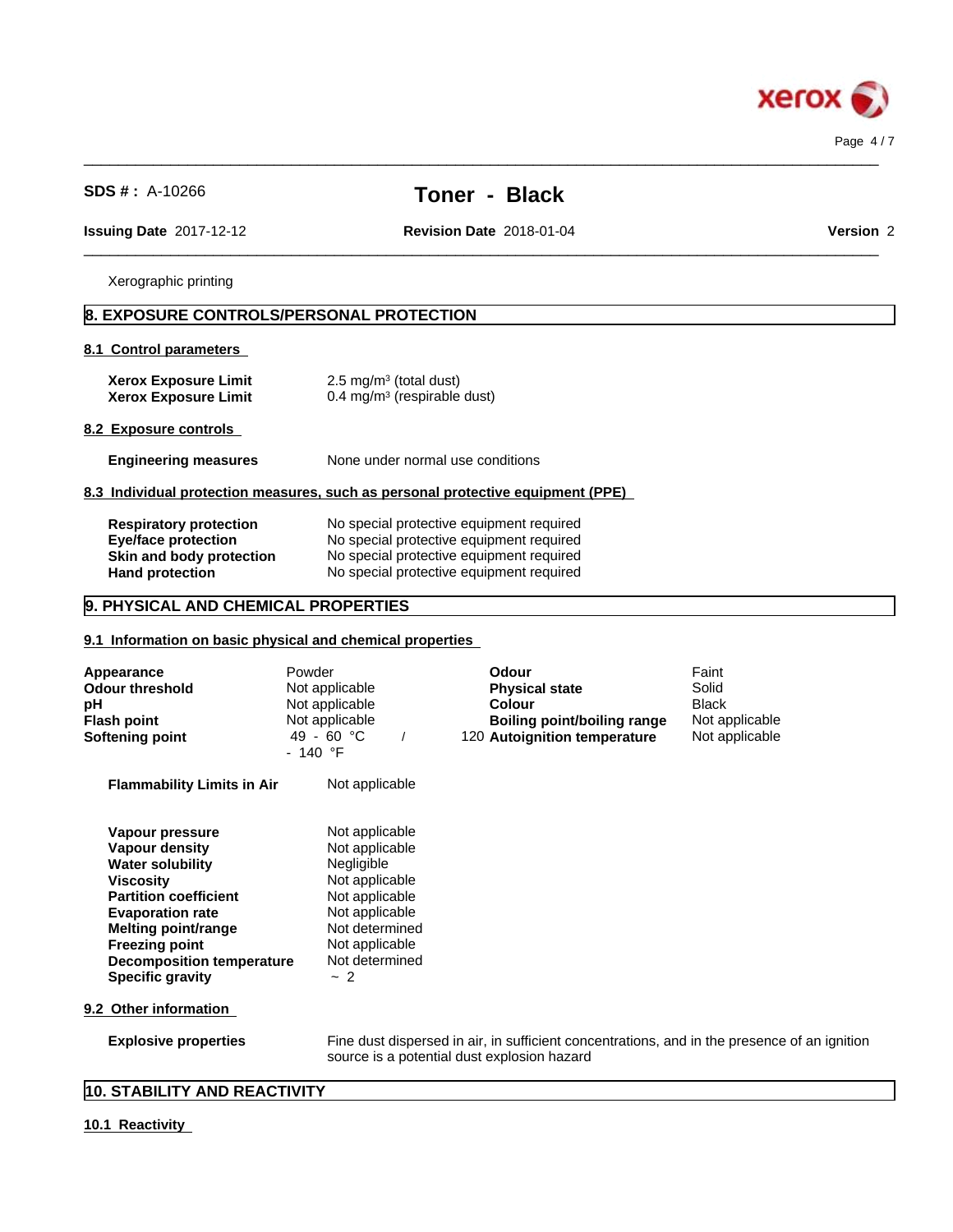Xerographic printing

## 8. EXPOSURE CONTROLS/PERSONAL PROTECTION

### 8.1 Control parameters

| | |
|---|---|
| **Xerox Exposure Limit** | 2.5 mg/m³ (total dust) |
| **Xerox Exposure Limit** | 0.4 mg/m³ (respirable dust) |

### 8.2 Exposure controls

| | |
|---|---|
| **Engineering measures** | None under normal use conditions |

### 8.3 Individual protection measures, such as personal protective equipment (PPE)

| | |
|---|---|
| **Respiratory protection** | No special protective equipment required |
| **Eye/face protection** | No special protective equipment required |
| **Skin and body protection** | No special protective equipment required |
| **Hand protection** | No special protective equipment required |

## 9. PHYSICAL AND CHEMICAL PROPERTIES

### 9.1 Information on basic physical and chemical properties

| | | | |
|---|---|---|---|
| **Appearance** | Powder | **Odour** | Faint |
| **Odour threshold** | Not applicable | **Physical state** | Solid |
| **pH** | Not applicable | **Colour** | Black |
| **Flash point** | Not applicable | **Boiling point/boiling range** | Not applicable |
| **Softening point** | 49 - 60 °C / 120 - 140 °F | **Autoignition temperature** | Not applicable |

| | |
|---|---|
| **Flammability Limits in Air** | Not applicable |

| | |
|---|---|
| **Vapour pressure** | Not applicable |
| **Vapour density** | Not applicable |
| **Water solubility** | Negligible |
| **Viscosity** | Not applicable |
| **Partition coefficient** | Not applicable |
| **Evaporation rate** | Not applicable |
| **Melting point/range** | Not determined |
| **Freezing point** | Not applicable |
| **Decomposition temperature** | Not determined |
| **Specific gravity** | ~ 2 |

### 9.2 Other information

| | |
|---|---|
| **Explosive properties** | Fine dust dispersed in air, in sufficient concentrations, and in the presence of an ignition source is a potential dust explosion hazard |

## 10. STABILITY AND REACTIVITY

### 10.1 Reactivity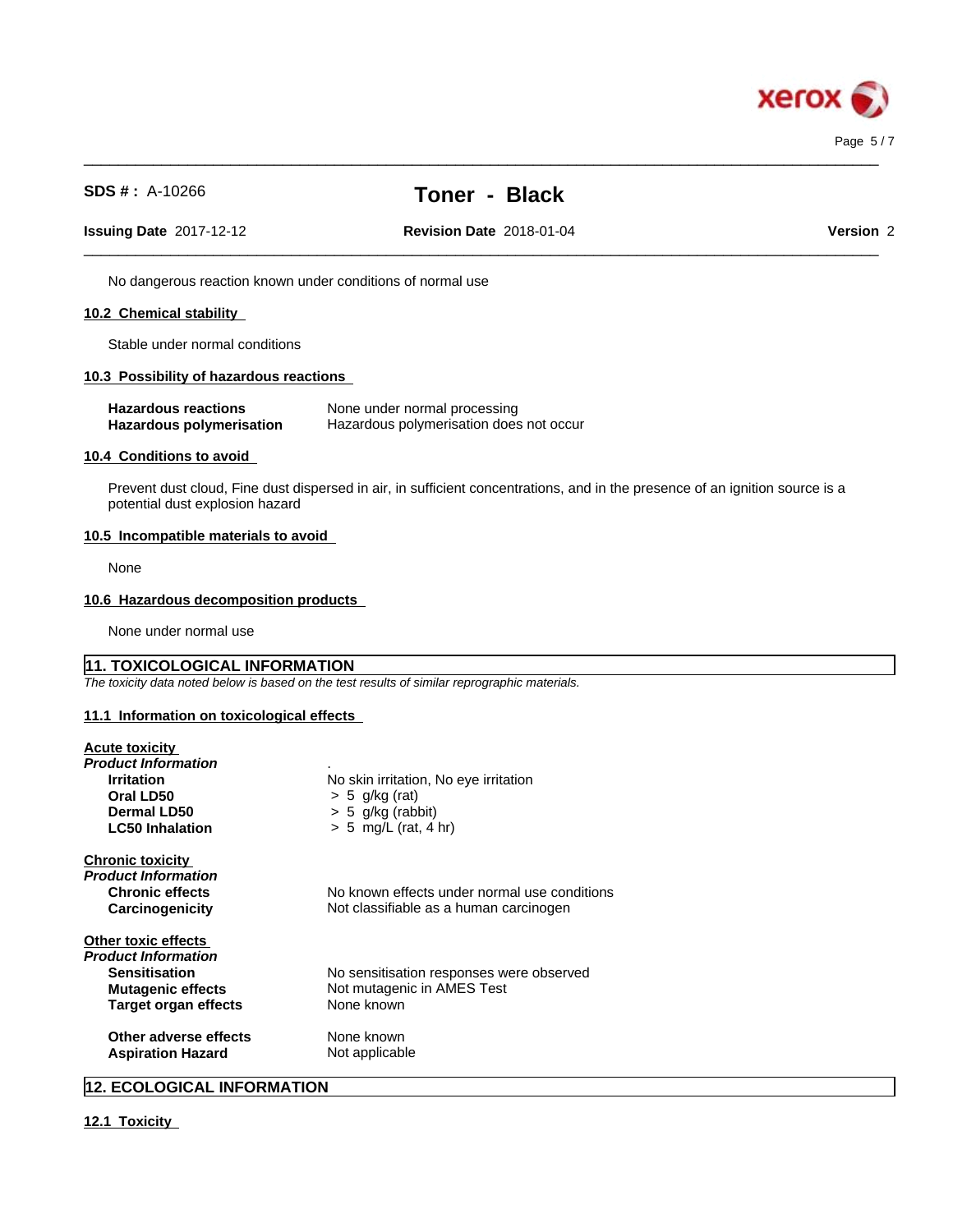No dangerous reaction known under conditions of normal use

### 10.2 Chemical stability

Stable under normal conditions

### 10.3 Possibility of hazardous reactions

| | |
|---|---|
| **Hazardous reactions** | None under normal processing |
| **Hazardous polymerisation** | Hazardous polymerisation does not occur |

### 10.4 Conditions to avoid

Prevent dust cloud, Fine dust dispersed in air, in sufficient concentrations, and in the presence of an ignition source is a potential dust explosion hazard

### 10.5 Incompatible materials to avoid

None

### 10.6 Hazardous decomposition products

None under normal use

## 11. TOXICOLOGICAL INFORMATION

*The toxicity data noted below is based on the test results of similar reprographic materials.*

### 11.1 Information on toxicological effects

**Acute toxicity**

***Product Information***

| | |
|---|---|
| **Irritation** | No skin irritation, No eye irritation |
| **Oral LD50** | > 5 g/kg (rat) |
| **Dermal LD50** | > 5 g/kg (rabbit) |
| **LC50 Inhalation** | > 5 mg/L (rat, 4 hr) |

**Chronic toxicity**

***Product Information***

| | |
|---|---|
| **Chronic effects** | No known effects under normal use conditions |
| **Carcinogenicity** | Not classifiable as a human carcinogen |

**Other toxic effects**

***Product Information***

| | |
|---|---|
| **Sensitisation** | No sensitisation responses were observed |
| **Mutagenic effects** | Not mutagenic in AMES Test |
| **Target organ effects** | None known |
| **Other adverse effects** | None known |
| **Aspiration Hazard** | Not applicable |

## 12. ECOLOGICAL INFORMATION

### 12.1 Toxicity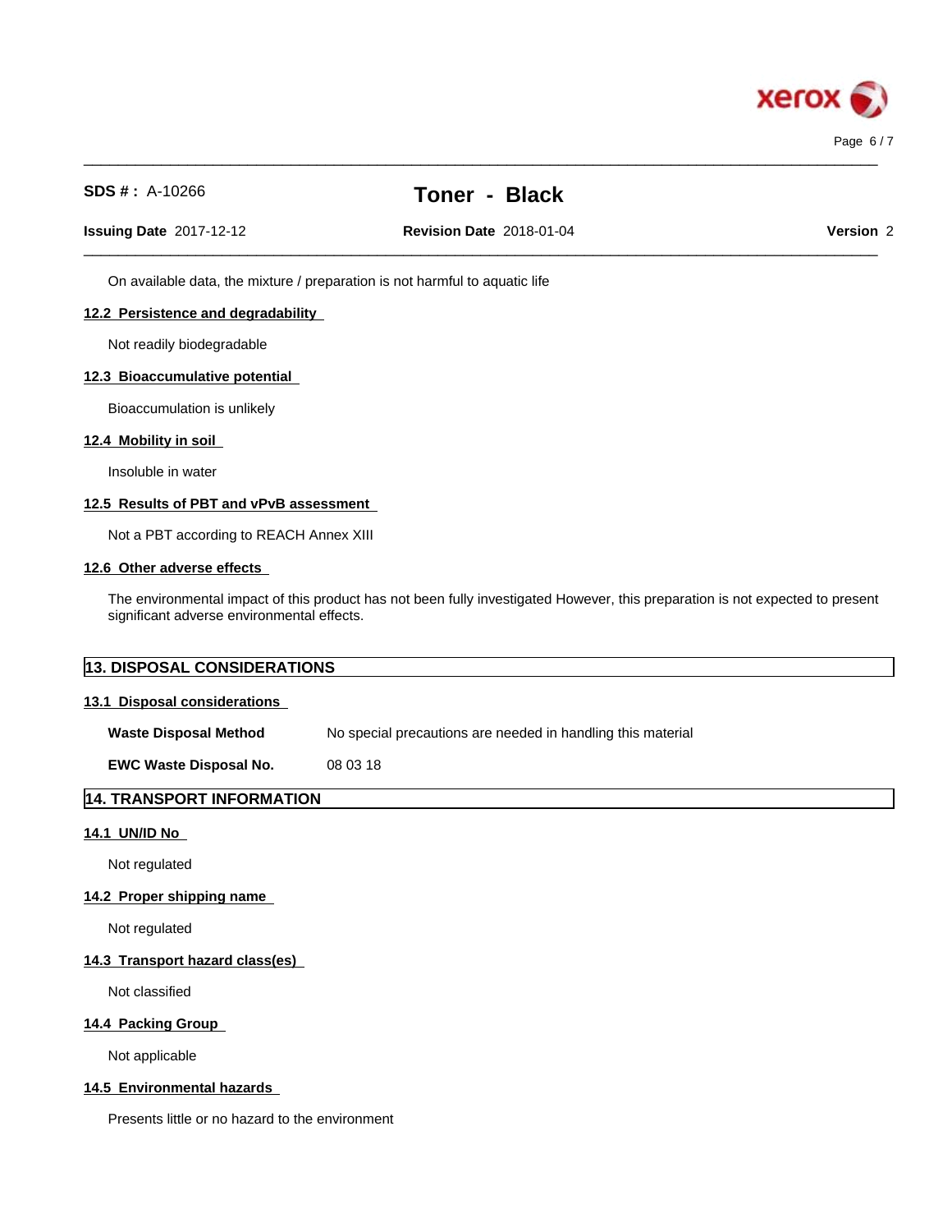On available data, the mixture / preparation is not harmful to aquatic life

### 12.2 Persistence and degradability

Not readily biodegradable

### 12.3 Bioaccumulative potential

Bioaccumulation is unlikely

### 12.4 Mobility in soil

Insoluble in water

### 12.5 Results of PBT and vPvB assessment

Not a PBT according to REACH Annex XIII

### 12.6 Other adverse effects

The environmental impact of this product has not been fully investigated However, this preparation is not expected to present significant adverse environmental effects.

## 13. DISPOSAL CONSIDERATIONS

### 13.1 Disposal considerations

| | |
|---|---|
| **Waste Disposal Method** | No special precautions are needed in handling this material |
| **EWC Waste Disposal No.** | 08 03 18 |

## 14. TRANSPORT INFORMATION

### 14.1 UN/ID No

Not regulated

### 14.2 Proper shipping name

Not regulated

### 14.3 Transport hazard class(es)

Not classified

### 14.4 Packing Group

Not applicable

### 14.5 Environmental hazards

Presents little or no hazard to the environment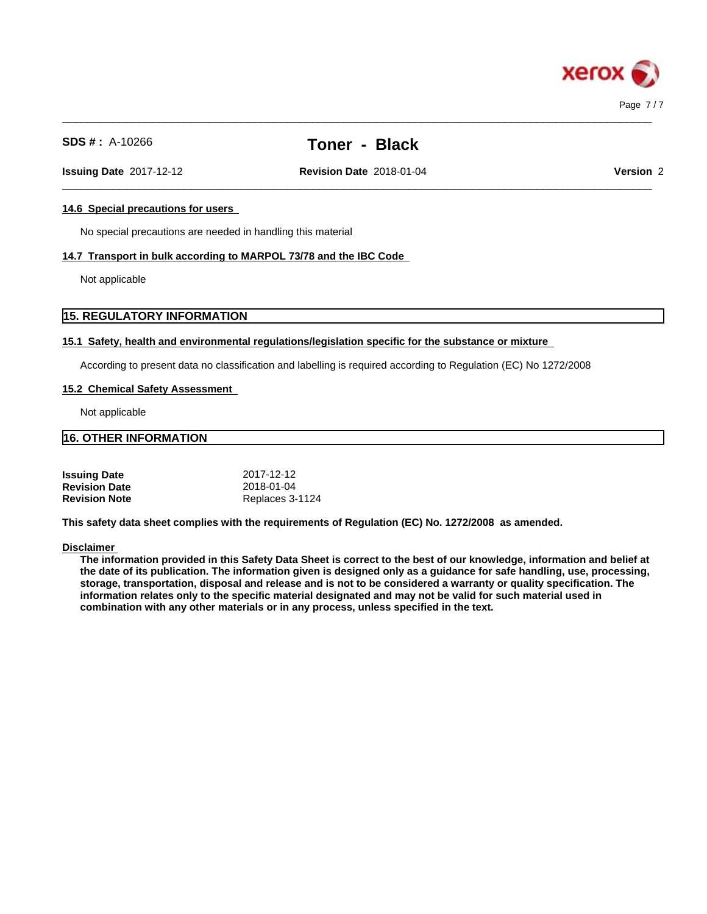#### 14.6 Special precautions for users

No special precautions are needed in handling this material

#### 14.7 Transport in bulk according to MARPOL 73/78 and the IBC Code

Not applicable

## 15. REGULATORY INFORMATION

#### 15.1 Safety, health and environmental regulations/legislation specific for the substance or mixture

According to present data no classification and labelling is required according to Regulation (EC) No 1272/2008

#### 15.2 Chemical Safety Assessment

Not applicable

## 16. OTHER INFORMATION

| | |
|---|---|
| **Issuing Date** | 2017-12-12 |
| **Revision Date** | 2018-01-04 |
| **Revision Note** | Replaces 3-1124 |

**This safety data sheet complies with the requirements of Regulation (EC) No. 1272/2008 as amended.**

**Disclaimer**

**The information provided in this Safety Data Sheet is correct to the best of our knowledge, information and belief at the date of its publication. The information given is designed only as a guidance for safe handling, use, processing, storage, transportation, disposal and release and is not to be considered a warranty or quality specification. The information relates only to the specific material designated and may not be valid for such material used in combination with any other materials or in any process, unless specified in the text.**